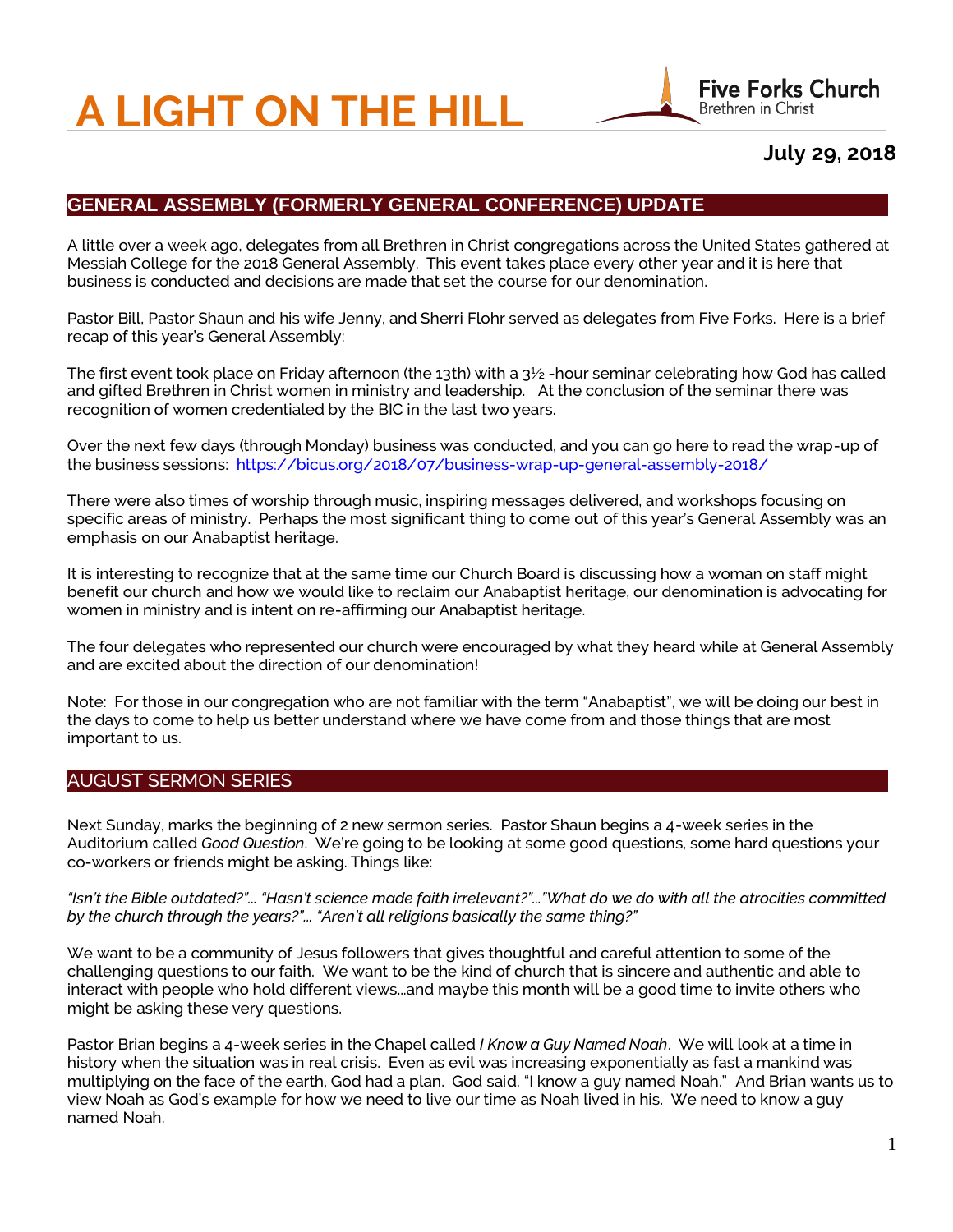# A LIGHT ON THE HILL

**Five Forks Church**
Brethren in Christ

## July 29, 2018

## GENERAL ASSEMBLY (FORMERLY GENERAL CONFERENCE) UPDATE

A little over a week ago, delegates from all Brethren in Christ congregations across the United States gathered at Messiah College for the 2018 General Assembly. This event takes place every other year and it is here that business is conducted and decisions are made that set the course for our denomination.

Pastor Bill, Pastor Shaun and his wife Jenny, and Sherri Flohr served as delegates from Five Forks. Here is a brief recap of this year's General Assembly:

The first event took place on Friday afternoon (the 13th) with a 3½ -hour seminar celebrating how God has called and gifted Brethren in Christ women in ministry and leadership. At the conclusion of the seminar there was recognition of women credentialed by the BIC in the last two years.

Over the next few days (through Monday) business was conducted, and you can go here to read the wrap-up of the business sessions: https://bicus.org/2018/07/business-wrap-up-general-assembly-2018/

There were also times of worship through music, inspiring messages delivered, and workshops focusing on specific areas of ministry. Perhaps the most significant thing to come out of this year's General Assembly was an emphasis on our Anabaptist heritage.

It is interesting to recognize that at the same time our Church Board is discussing how a woman on staff might benefit our church and how we would like to reclaim our Anabaptist heritage, our denomination is advocating for women in ministry and is intent on re-affirming our Anabaptist heritage.

The four delegates who represented our church were encouraged by what they heard while at General Assembly and are excited about the direction of our denomination!

Note: For those in our congregation who are not familiar with the term "Anabaptist", we will be doing our best in the days to come to help us better understand where we have come from and those things that are most important to us.

## AUGUST SERMON SERIES

Next Sunday, marks the beginning of 2 new sermon series. Pastor Shaun begins a 4-week series in the Auditorium called *Good Question*. We're going to be looking at some good questions, some hard questions your co-workers or friends might be asking. Things like:

*"Isn't the Bible outdated?"… "Hasn't science made faith irrelevant?"…"What do we do with all the atrocities committed by the church through the years?"… "Aren't all religions basically the same thing?"*

We want to be a community of Jesus followers that gives thoughtful and careful attention to some of the challenging questions to our faith. We want to be the kind of church that is sincere and authentic and able to interact with people who hold different views…and maybe this month will be a good time to invite others who might be asking these very questions.

Pastor Brian begins a 4-week series in the Chapel called *I Know a Guy Named Noah*. We will look at a time in history when the situation was in real crisis. Even as evil was increasing exponentially as fast a mankind was multiplying on the face of the earth, God had a plan. God said, "I know a guy named Noah." And Brian wants us to view Noah as God's example for how we need to live our time as Noah lived in his. We need to know a guy named Noah.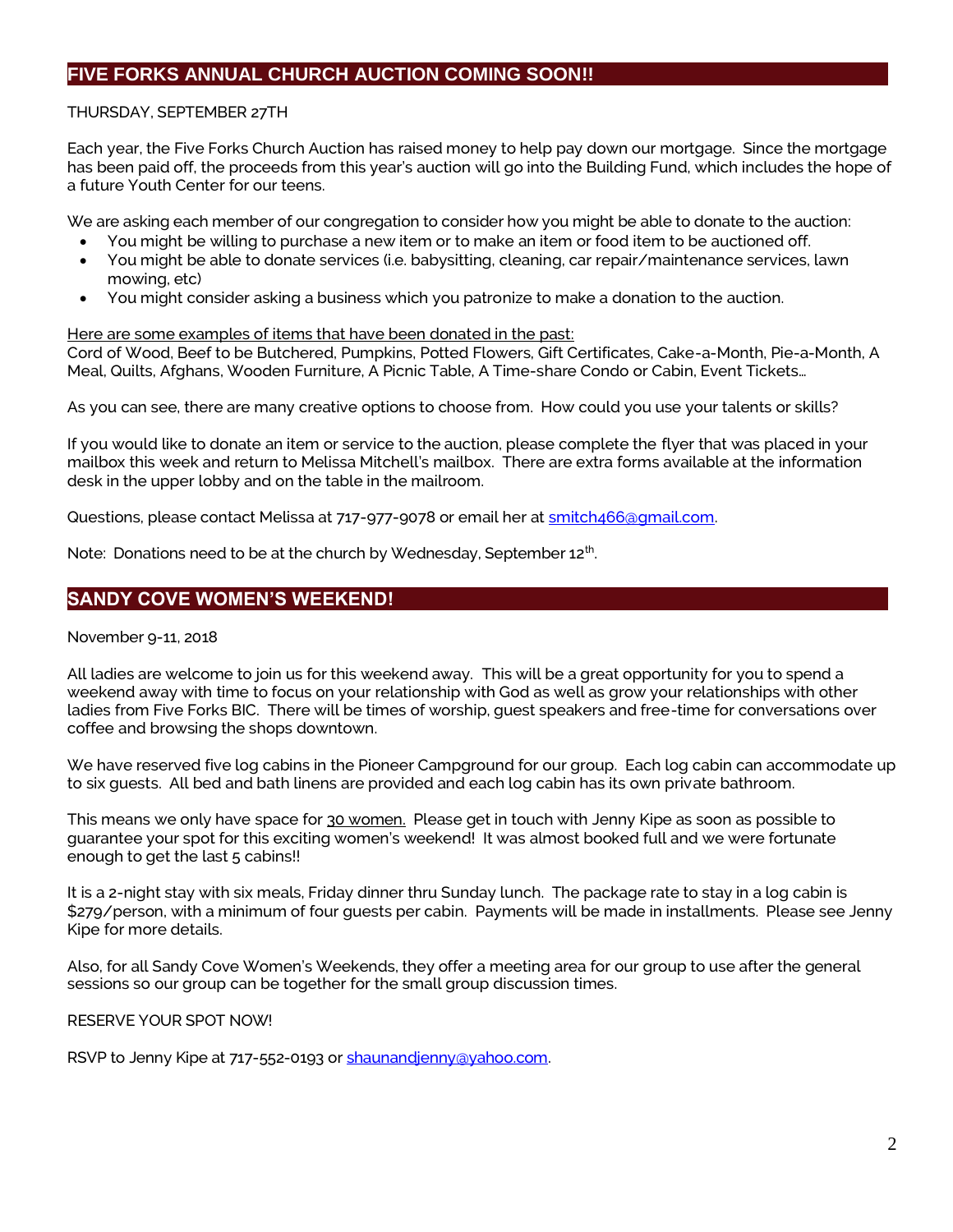## FIVE FORKS ANNUAL CHURCH AUCTION COMING SOON!!

THURSDAY, SEPTEMBER 27TH

Each year, the Five Forks Church Auction has raised money to help pay down our mortgage. Since the mortgage has been paid off, the proceeds from this year's auction will go into the Building Fund, which includes the hope of a future Youth Center for our teens.

We are asking each member of our congregation to consider how you might be able to donate to the auction:

- You might be willing to purchase a new item or to make an item or food item to be auctioned off.
- You might be able to donate services (i.e. babysitting, cleaning, car repair/maintenance services, lawn mowing, etc)
- You might consider asking a business which you patronize to make a donation to the auction.

<u>Here are some examples of items that have been donated in the past:</u>
Cord of Wood, Beef to be Butchered, Pumpkins, Potted Flowers, Gift Certificates, Cake-a-Month, Pie-a-Month, A Meal, Quilts, Afghans, Wooden Furniture, A Picnic Table, A Time-share Condo or Cabin, Event Tickets…

As you can see, there are many creative options to choose from. How could you use your talents or skills?

If you would like to donate an item or service to the auction, please complete the flyer that was placed in your mailbox this week and return to Melissa Mitchell's mailbox. There are extra forms available at the information desk in the upper lobby and on the table in the mailroom.

Questions, please contact Melissa at 717-977-9078 or email her at smitch466@gmail.com.

Note: Donations need to be at the church by Wednesday, September 12th.

## SANDY COVE WOMEN'S WEEKEND!

November 9-11, 2018

All ladies are welcome to join us for this weekend away. This will be a great opportunity for you to spend a weekend away with time to focus on your relationship with God as well as grow your relationships with other ladies from Five Forks BIC. There will be times of worship, guest speakers and free-time for conversations over coffee and browsing the shops downtown.

We have reserved five log cabins in the Pioneer Campground for our group. Each log cabin can accommodate up to six guests. All bed and bath linens are provided and each log cabin has its own private bathroom.

This means we only have space for <u>30 women.</u> Please get in touch with Jenny Kipe as soon as possible to guarantee your spot for this exciting women's weekend! It was almost booked full and we were fortunate enough to get the last 5 cabins!!

It is a 2-night stay with six meals, Friday dinner thru Sunday lunch. The package rate to stay in a log cabin is $279/person, with a minimum of four guests per cabin. Payments will be made in installments. Please see Jenny Kipe for more details.

Also, for all Sandy Cove Women's Weekends, they offer a meeting area for our group to use after the general sessions so our group can be together for the small group discussion times.

RESERVE YOUR SPOT NOW!

RSVP to Jenny Kipe at 717-552-0193 or shaunandjenny@yahoo.com.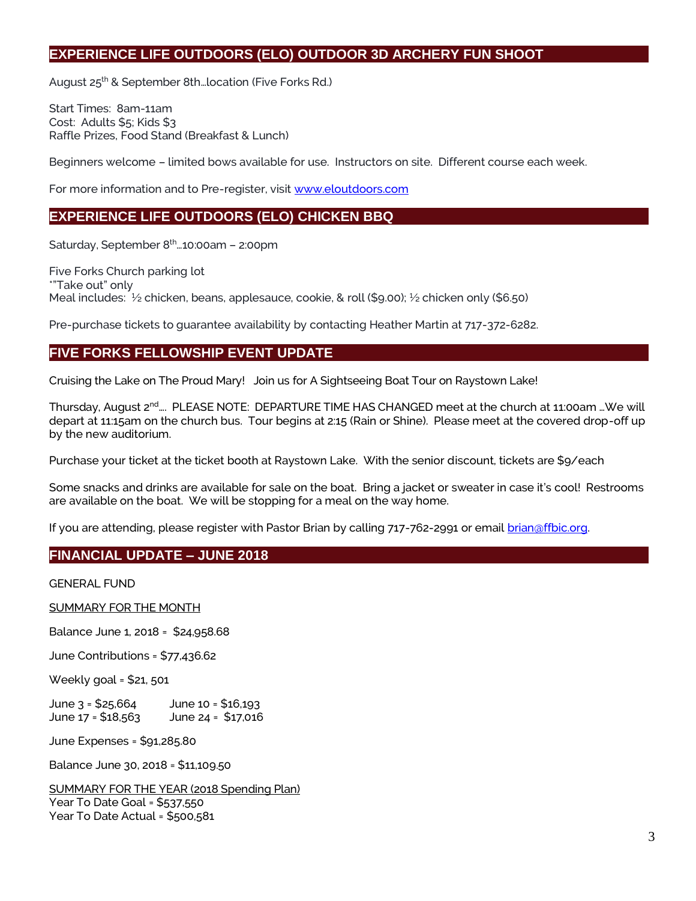## EXPERIENCE LIFE OUTDOORS (ELO) OUTDOOR 3D ARCHERY FUN SHOOT

August 25th & September 8th…location (Five Forks Rd.)

Start Times: 8am-11am
Cost: Adults $5; Kids $3
Raffle Prizes, Food Stand (Breakfast & Lunch)

Beginners welcome – limited bows available for use. Instructors on site. Different course each week.

For more information and to Pre-register, visit [www.eloutdoors.com](http://www.eloutdoors.com)

## EXPERIENCE LIFE OUTDOORS (ELO) CHICKEN BBQ

Saturday, September 8th…10:00am – 2:00pm

Five Forks Church parking lot
*"Take out" only
Meal includes: ½ chicken, beans, applesauce, cookie, & roll ($9.00); ½ chicken only ($6.50)

Pre-purchase tickets to guarantee availability by contacting Heather Martin at 717-372-6282.

## FIVE FORKS FELLOWSHIP EVENT UPDATE

Cruising the Lake on The Proud Mary! Join us for A Sightseeing Boat Tour on Raystown Lake!

Thursday, August 2nd…. PLEASE NOTE: DEPARTURE TIME HAS CHANGED meet at the church at 11:00am …We will depart at 11:15am on the church bus. Tour begins at 2:15 (Rain or Shine). Please meet at the covered drop-off up by the new auditorium.

Purchase your ticket at the ticket booth at Raystown Lake. With the senior discount, tickets are $9/each

Some snacks and drinks are available for sale on the boat. Bring a jacket or sweater in case it's cool! Restrooms are available on the boat. We will be stopping for a meal on the way home.

If you are attending, please register with Pastor Brian by calling 717-762-2991 or email [brian@ffbic.org](mailto:brian@ffbic.org).

## FINANCIAL UPDATE – JUNE 2018

GENERAL FUND

SUMMARY FOR THE MONTH

Balance June 1, 2018 = $24,958.68

June Contributions = $77,436.62

Weekly goal = $21, 501

June 3 = $25,664 June 10 = $16,193
June 17 = $18,563 June 24 = $17,016

June Expenses = $91,285.80

Balance June 30, 2018 = $11,109.50

SUMMARY FOR THE YEAR (2018 Spending Plan)
Year To Date Goal = $537,550
Year To Date Actual = $500,581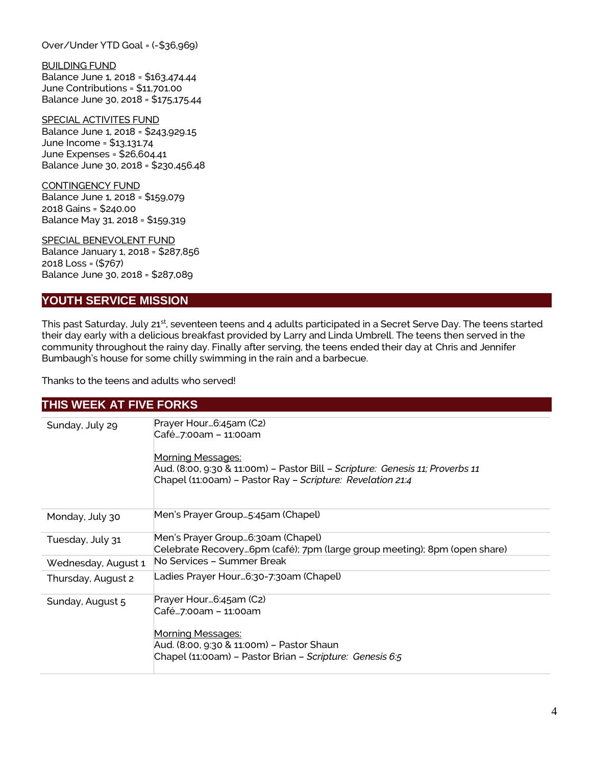Over/Under YTD Goal = (-$36,969)

<u>BUILDING FUND</u>
Balance June 1, 2018 = $163,474.44
June Contributions = $11,701.00
Balance June 30, 2018 = $175,175.44

<u>SPECIAL ACTIVITES FUND</u>
Balance June 1, 2018 = $243,929.15
June Income = $13,131.74
June Expenses = $26,604.41
Balance June 30, 2018 = $230,456.48

<u>CONTINGENCY FUND</u>
Balance June 1, 2018 = $159,079
2018 Gains = $240.00
Balance May 31, 2018 = $159,319

<u>SPECIAL BENEVOLENT FUND</u>
Balance January 1, 2018 = $287,856
2018 Loss = ($767)
Balance June 30, 2018 = $287,089

## YOUTH SERVICE MISSION

This past Saturday, July 21st, seventeen teens and 4 adults participated in a Secret Serve Day. The teens started their day early with a delicious breakfast provided by Larry and Linda Umbrell. The teens then served in the community throughout the rainy day. Finally after serving, the teens ended their day at Chris and Jennifer Bumbaugh's house for some chilly swimming in the rain and a barbecue.

Thanks to the teens and adults who served!

## THIS WEEK AT FIVE FORKS

| | |
|---|---|
| Sunday, July 29 | Prayer Hour…6:45am (C2)<br>Café…7:00am – 11:00am<br><br><u>Morning Messages:</u><br>Aud. (8:00, 9:30 & 11:00m) – Pastor Bill – *Scripture: Genesis 11; Proverbs 11*<br>Chapel (11:00am) – Pastor Ray – *Scripture: Revelation 21:4* |
| Monday, July 30 | Men's Prayer Group…5:45am (Chapel) |
| Tuesday, July 31 | Men's Prayer Group…6:30am (Chapel)<br>Celebrate Recovery…6pm (café); 7pm (large group meeting); 8pm (open share) |
| Wednesday, August 1 | No Services – Summer Break |
| Thursday, August 2 | Ladies Prayer Hour…6:30-7:30am (Chapel) |
| Sunday, August 5 | Prayer Hour…6:45am (C2)<br>Café…7:00am – 11:00am<br><br><u>Morning Messages:</u><br>Aud. (8:00, 9:30 & 11:00m) – Pastor Shaun<br>Chapel (11:00am) – Pastor Brian – *Scripture: Genesis 6:5* |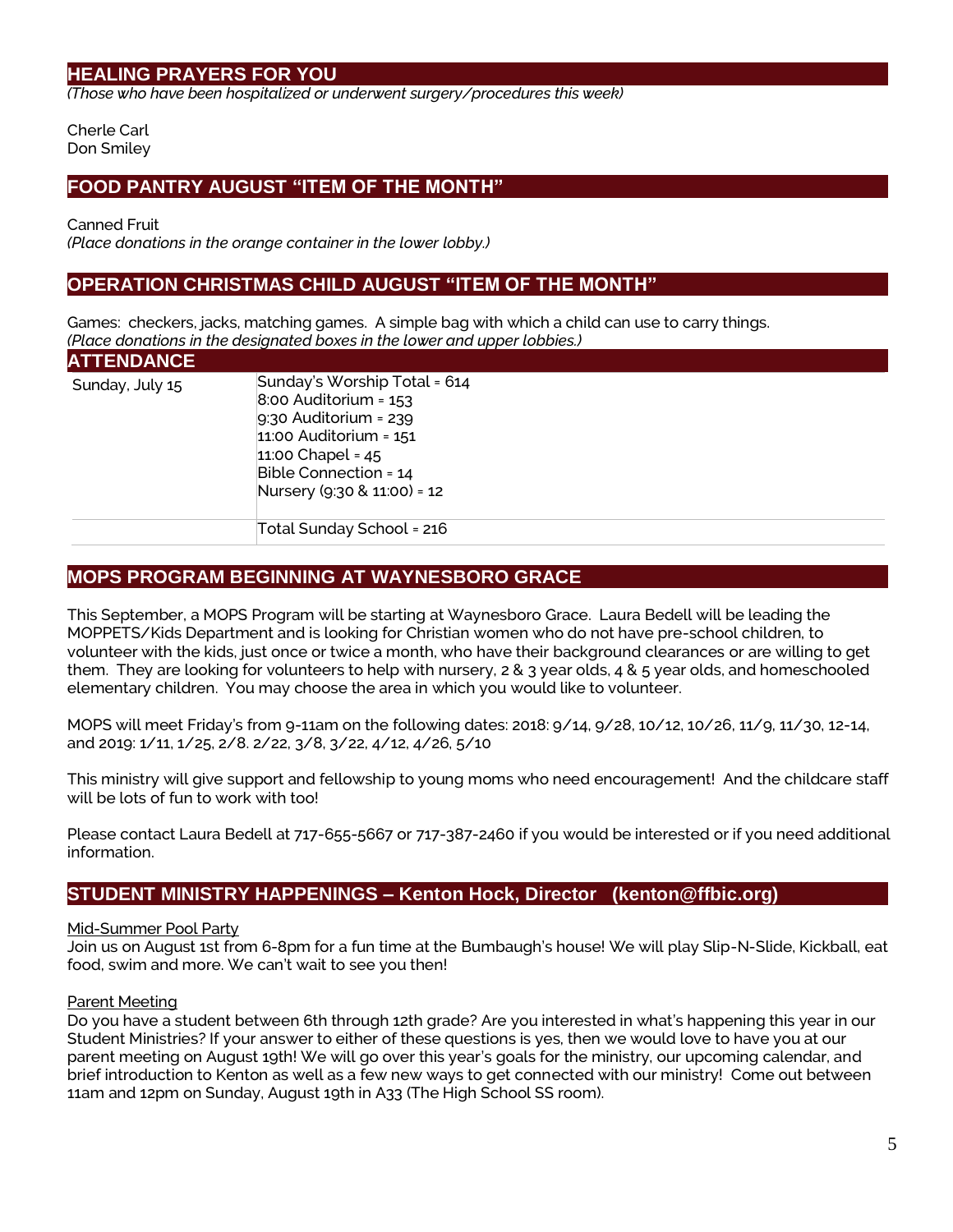## HEALING PRAYERS FOR YOU

*(Those who have been hospitalized or underwent surgery/procedures this week)*

Cherle Carl
Don Smiley

## FOOD PANTRY AUGUST "ITEM OF THE MONTH"

Canned Fruit
*(Place donations in the orange container in the lower lobby.)*

## OPERATION CHRISTMAS CHILD AUGUST "ITEM OF THE MONTH"

Games: checkers, jacks, matching games. A simple bag with which a child can use to carry things.
*(Place donations in the designated boxes in the lower and upper lobbies.)*

## ATTENDANCE

| | |
|---|---|
| Sunday, July 15 | Sunday's Worship Total = 614<br>8:00 Auditorium = 153<br>9:30 Auditorium = 239<br>11:00 Auditorium = 151<br>11:00 Chapel = 45<br>Bible Connection = 14<br>Nursery (9:30 & 11:00) = 12 |
| | Total Sunday School = 216 |

## MOPS PROGRAM BEGINNING AT WAYNESBORO GRACE

This September, a MOPS Program will be starting at Waynesboro Grace. Laura Bedell will be leading the MOPPETS/Kids Department and is looking for Christian women who do not have pre-school children, to volunteer with the kids, just once or twice a month, who have their background clearances or are willing to get them. They are looking for volunteers to help with nursery, 2 & 3 year olds, 4 & 5 year olds, and homeschooled elementary children. You may choose the area in which you would like to volunteer.

MOPS will meet Friday's from 9-11am on the following dates: 2018: 9/14, 9/28, 10/12, 10/26, 11/9, 11/30, 12-14, and 2019: 1/11, 1/25, 2/8. 2/22, 3/8, 3/22, 4/12, 4/26, 5/10

This ministry will give support and fellowship to young moms who need encouragement! And the childcare staff will be lots of fun to work with too!

Please contact Laura Bedell at 717-655-5667 or 717-387-2460 if you would be interested or if you need additional information.

## STUDENT MINISTRY HAPPENINGS – Kenton Hock, Director (kenton@ffbic.org)

<u>Mid-Summer Pool Party</u>
Join us on August 1st from 6-8pm for a fun time at the Bumbaugh's house! We will play Slip-N-Slide, Kickball, eat food, swim and more. We can't wait to see you then!

<u>Parent Meeting</u>
Do you have a student between 6th through 12th grade? Are you interested in what's happening this year in our Student Ministries? If your answer to either of these questions is yes, then we would love to have you at our parent meeting on August 19th! We will go over this year's goals for the ministry, our upcoming calendar, and brief introduction to Kenton as well as a few new ways to get connected with our ministry! Come out between 11am and 12pm on Sunday, August 19th in A33 (The High School SS room).